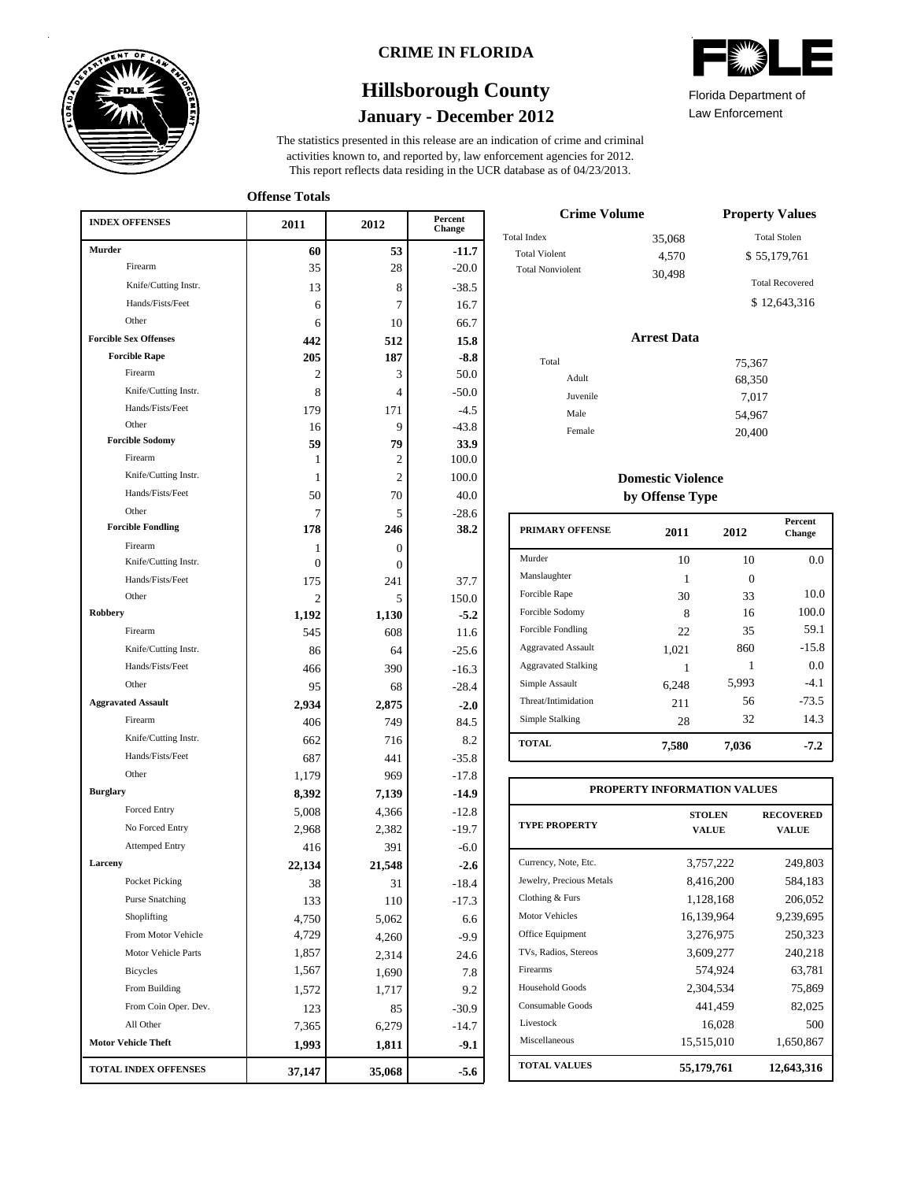**CRIME IN FLORIDA**

# Hillsborough County

## January - December 2012

Florida Department of Law Enforcement

The statistics presented in this release are an indication of crime and criminal activities known to, and reported by, law enforcement agencies for 2012. This report reflects data residing in the UCR database as of 04/23/2013.

### Offense Totals

| INDEX OFFENSES | 2011 | 2012 | Percent Change |
|---|---|---|---|
| **Murder** | **60** | **53** | **-11.7** |
| Firearm | 35 | 28 | -20.0 |
| Knife/Cutting Instr. | 13 | 8 | -38.5 |
| Hands/Fists/Feet | 6 | 7 | 16.7 |
| Other | 6 | 10 | 66.7 |
| **Forcible Sex Offenses** | **442** | **512** | **15.8** |
| **Forcible Rape** | **205** | **187** | **-8.8** |
| Firearm | 2 | 3 | 50.0 |
| Knife/Cutting Instr. | 8 | 4 | -50.0 |
| Hands/Fists/Feet | 179 | 171 | -4.5 |
| Other | 16 | 9 | -43.8 |
| **Forcible Sodomy** | **59** | **79** | **33.9** |
| Firearm | 1 | 2 | 100.0 |
| Knife/Cutting Instr. | 1 | 2 | 100.0 |
| Hands/Fists/Feet | 50 | 70 | 40.0 |
| Other | 7 | 5 | -28.6 |
| **Forcible Fondling** | **178** | **246** | **38.2** |
| Firearm | 1 | 0 | |
| Knife/Cutting Instr. | 0 | 0 | |
| Hands/Fists/Feet | 175 | 241 | 37.7 |
| Other | 2 | 5 | 150.0 |
| **Robbery** | **1,192** | **1,130** | **-5.2** |
| Firearm | 545 | 608 | 11.6 |
| Knife/Cutting Instr. | 86 | 64 | -25.6 |
| Hands/Fists/Feet | 466 | 390 | -16.3 |
| Other | 95 | 68 | -28.4 |
| **Aggravated Assault** | **2,934** | **2,875** | **-2.0** |
| Firearm | 406 | 749 | 84.5 |
| Knife/Cutting Instr. | 662 | 716 | 8.2 |
| Hands/Fists/Feet | 687 | 441 | -35.8 |
| Other | 1,179 | 969 | -17.8 |
| **Burglary** | **8,392** | **7,139** | **-14.9** |
| Forced Entry | 5,008 | 4,366 | -12.8 |
| No Forced Entry | 2,968 | 2,382 | -19.7 |
| Attemped Entry | 416 | 391 | -6.0 |
| **Larceny** | **22,134** | **21,548** | **-2.6** |
| Pocket Picking | 38 | 31 | -18.4 |
| Purse Snatching | 133 | 110 | -17.3 |
| Shoplifting | 4,750 | 5,062 | 6.6 |
| From Motor Vehicle | 4,729 | 4,260 | -9.9 |
| Motor Vehicle Parts | 1,857 | 2,314 | 24.6 |
| Bicycles | 1,567 | 1,690 | 7.8 |
| From Building | 1,572 | 1,717 | 9.2 |
| From Coin Oper. Dev. | 123 | 85 | -30.9 |
| All Other | 7,365 | 6,279 | -14.7 |
| **Motor Vehicle Theft** | **1,993** | **1,811** | **-9.1** |
| **TOTAL INDEX OFFENSES** | **37,147** | **35,068** | **-5.6** |

### Crime Volume

| | |
|---|---|
| Total Index | 35,068 |
| Total Violent | 4,570 |
| Total Nonviolent | 30,498 |

### Property Values

| | |
|---|---|
| Total Stolen | $ 55,179,761 |
| Total Recovered | $ 12,643,316 |

### Arrest Data

| | |
|---|---|
| Total | 75,367 |
| Adult | 68,350 |
| Juvenile | 7,017 |
| Male | 54,967 |
| Female | 20,400 |

### Domestic Violence by Offense Type

| PRIMARY OFFENSE | 2011 | 2012 | Percent Change |
|---|---|---|---|
| Murder | 10 | 10 | 0.0 |
| Manslaughter | 1 | 0 | |
| Forcible Rape | 30 | 33 | 10.0 |
| Forcible Sodomy | 8 | 16 | 100.0 |
| Forcible Fondling | 22 | 35 | 59.1 |
| Aggravated Assault | 1,021 | 860 | -15.8 |
| Aggravated Stalking | 1 | 1 | 0.0 |
| Simple Assault | 6,248 | 5,993 | -4.1 |
| Threat/Intimidation | 211 | 56 | -73.5 |
| Simple Stalking | 28 | 32 | 14.3 |
| **TOTAL** | **7,580** | **7,036** | **-7.2** |

### PROPERTY INFORMATION VALUES

| TYPE PROPERTY | STOLEN VALUE | RECOVERED VALUE |
|---|---|---|
| Currency, Note, Etc. | 3,757,222 | 249,803 |
| Jewelry, Precious Metals | 8,416,200 | 584,183 |
| Clothing & Furs | 1,128,168 | 206,052 |
| Motor Vehicles | 16,139,964 | 9,239,695 |
| Office Equipment | 3,276,975 | 250,323 |
| TVs, Radios, Stereos | 3,609,277 | 240,218 |
| Firearms | 574,924 | 63,781 |
| Household Goods | 2,304,534 | 75,869 |
| Consumable Goods | 441,459 | 82,025 |
| Livestock | 16,028 | 500 |
| Miscellaneous | 15,515,010 | 1,650,867 |
| **TOTAL VALUES** | **55,179,761** | **12,643,316** |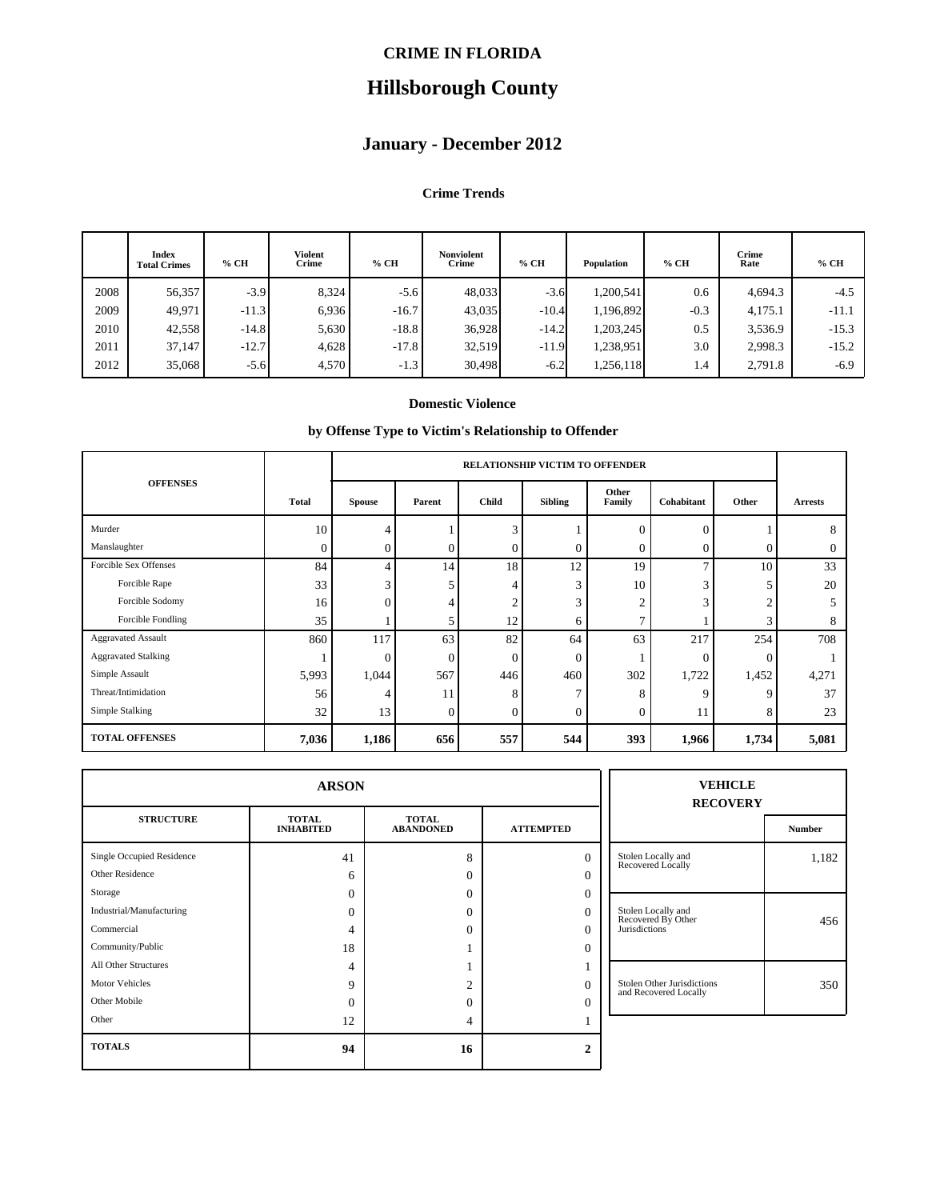**CRIME IN FLORIDA**

# Hillsborough County

## January - December 2012

### Crime Trends

| | Index Total Crimes | % CH | Violent Crime | % CH | Nonviolent Crime | % CH | Population | % CH | Crime Rate | % CH |
|---|---|---|---|---|---|---|---|---|---|---|
| 2008 | 56,357 | -3.9 | 8,324 | -5.6 | 48,033 | -3.6 | 1,200,541 | 0.6 | 4,694.3 | -4.5 |
| 2009 | 49,971 | -11.3 | 6,936 | -16.7 | 43,035 | -10.4 | 1,196,892 | -0.3 | 4,175.1 | -11.1 |
| 2010 | 42,558 | -14.8 | 5,630 | -18.8 | 36,928 | -14.2 | 1,203,245 | 0.5 | 3,536.9 | -15.3 |
| 2011 | 37,147 | -12.7 | 4,628 | -17.8 | 32,519 | -11.9 | 1,238,951 | 3.0 | 2,998.3 | -15.2 |
| 2012 | 35,068 | -5.6 | 4,570 | -1.3 | 30,498 | -6.2 | 1,256,118 | 1.4 | 2,791.8 | -6.9 |

### Domestic Violence

### by Offense Type to Victim's Relationship to Offender

| OFFENSES | Total | RELATIONSHIP VICTIM TO OFFENDER | | | | | | | Arrests |
|---|---|---|---|---|---|---|---|---|---|
| | | Spouse | Parent | Child | Sibling | Other Family | Cohabitant | Other | |
| Murder | 10 | 4 | 1 | 3 | 1 | 0 | 0 | 1 | 8 |
| Manslaughter | 0 | 0 | 0 | 0 | 0 | 0 | 0 | 0 | 0 |
| Forcible Sex Offenses | 84 | 4 | 14 | 18 | 12 | 19 | 7 | 10 | 33 |
| Forcible Rape | 33 | 3 | 5 | 4 | 3 | 10 | 3 | 5 | 20 |
| Forcible Sodomy | 16 | 0 | 4 | 2 | 3 | 2 | 3 | 2 | 5 |
| Forcible Fondling | 35 | 1 | 5 | 12 | 6 | 7 | 1 | 3 | 8 |
| Aggravated Assault | 860 | 117 | 63 | 82 | 64 | 63 | 217 | 254 | 708 |
| Aggravated Stalking | 1 | 0 | 0 | 0 | 0 | 1 | 0 | 0 | 1 |
| Simple Assault | 5,993 | 1,044 | 567 | 446 | 460 | 302 | 1,722 | 1,452 | 4,271 |
| Threat/Intimidation | 56 | 4 | 11 | 8 | 7 | 8 | 9 | 9 | 37 |
| Simple Stalking | 32 | 13 | 0 | 0 | 0 | 0 | 11 | 8 | 23 |
| **TOTAL OFFENSES** | **7,036** | **1,186** | **656** | **557** | **544** | **393** | **1,966** | **1,734** | **5,081** |

### ARSON

| STRUCTURE | TOTAL INHABITED | TOTAL ABANDONED | ATTEMPTED |
|---|---|---|---|
| Single Occupied Residence | 41 | 8 | 0 |
| Other Residence | 6 | 0 | 0 |
| Storage | 0 | 0 | 0 |
| Industrial/Manufacturing | 0 | 0 | 0 |
| Commercial | 4 | 0 | 0 |
| Community/Public | 18 | 1 | 0 |
| All Other Structures | 4 | 1 | 1 |
| Motor Vehicles | 9 | 2 | 0 |
| Other Mobile | 0 | 0 | 0 |
| Other | 12 | 4 | 1 |
| **TOTALS** | **94** | **16** | **2** |

### VEHICLE RECOVERY

| | Number |
|---|---|
| Stolen Locally and Recovered Locally | 1,182 |
| Stolen Locally and Recovered By Other Jurisdictions | 456 |
| Stolen Other Jurisdictions and Recovered Locally | 350 |